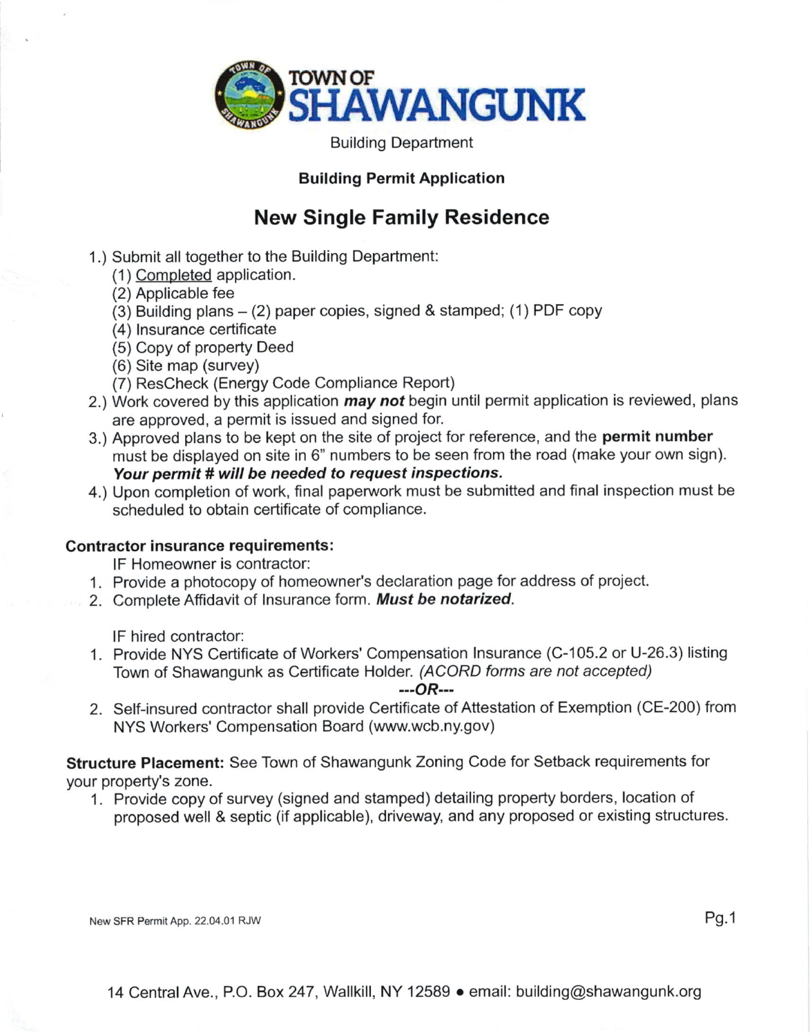# TOWN OF SHAWANGUNK

Building Department

**Building Permit Application**

## New Single Family Residence

1.) Submit all together to the Building Department:
   - (1) Completed application.
   - (2) Applicable fee
   - (3) Building plans – (2) paper copies, signed & stamped; (1) PDF copy
   - (4) Insurance certificate
   - (5) Copy of property Deed
   - (6) Site map (survey)
   - (7) ResCheck (Energy Code Compliance Report)

2.) Work covered by this application ***may not*** begin until permit application is reviewed, plans are approved, a permit is issued and signed for.

3.) Approved plans to be kept on the site of project for reference, and the **permit number** must be displayed on site in 6" numbers to be seen from the road (make your own sign). ***Your permit # will be needed to request inspections.***

4.) Upon completion of work, final paperwork must be submitted and final inspection must be scheduled to obtain certificate of compliance.

**Contractor insurance requirements:**

IF Homeowner is contractor:

1. Provide a photocopy of homeowner's declaration page for address of project.
2. Complete Affidavit of Insurance form. ***Must be notarized.***

IF hired contractor:

1. Provide NYS Certificate of Workers' Compensation Insurance (C-105.2 or U-26.3) listing Town of Shawangunk as Certificate Holder. *(ACORD forms are not accepted)*

   ***---OR---***

2. Self-insured contractor shall provide Certificate of Attestation of Exemption (CE-200) from NYS Workers' Compensation Board (www.wcb.ny.gov)

**Structure Placement:** See Town of Shawangunk Zoning Code for Setback requirements for your property's zone.

1. Provide copy of survey (signed and stamped) detailing property borders, location of proposed well & septic (if applicable), driveway, and any proposed or existing structures.

New SFR Permit App. 22.04.01 RJW

14 Central Ave., P.O. Box 247, Wallkill, NY 12589 • email: building@shawangunk.org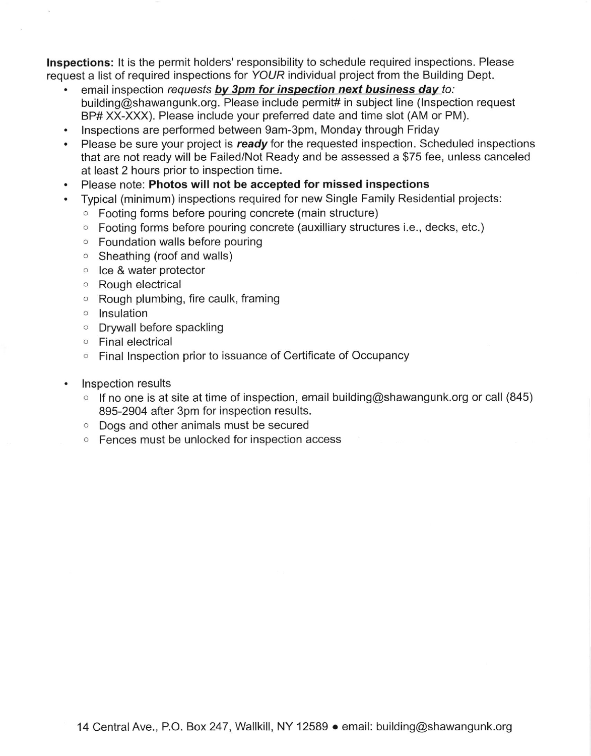**Inspections:** It is the permit holders' responsibility to schedule required inspections. Please request a list of required inspections for *YOUR* individual project from the Building Dept.

- email inspection *requests* ***by 3pm for inspection next business day*** *to:* building@shawangunk.org. Please include permit# in subject line (Inspection request BP# XX-XXX). Please include your preferred date and time slot (AM or PM).
- Inspections are performed between 9am-3pm, Monday through Friday
- Please be sure your project is ***ready*** for the requested inspection. Scheduled inspections that are not ready will be Failed/Not Ready and be assessed a $75 fee, unless canceled at least 2 hours prior to inspection time.
- Please note: **Photos will not be accepted for missed inspections**
- Typical (minimum) inspections required for new Single Family Residential projects:
  - Footing forms before pouring concrete (main structure)
  - Footing forms before pouring concrete (auxilliary structures i.e., decks, etc.)
  - Foundation walls before pouring
  - Sheathing (roof and walls)
  - Ice & water protector
  - Rough electrical
  - Rough plumbing, fire caulk, framing
  - Insulation
  - Drywall before spackling
  - Final electrical
  - Final Inspection prior to issuance of Certificate of Occupancy

- Inspection results
  - If no one is at site at time of inspection, email building@shawangunk.org or call (845) 895-2904 after 3pm for inspection results.
  - Dogs and other animals must be secured
  - Fences must be unlocked for inspection access

14 Central Ave., P.O. Box 247, Wallkill, NY 12589 • email: building@shawangunk.org